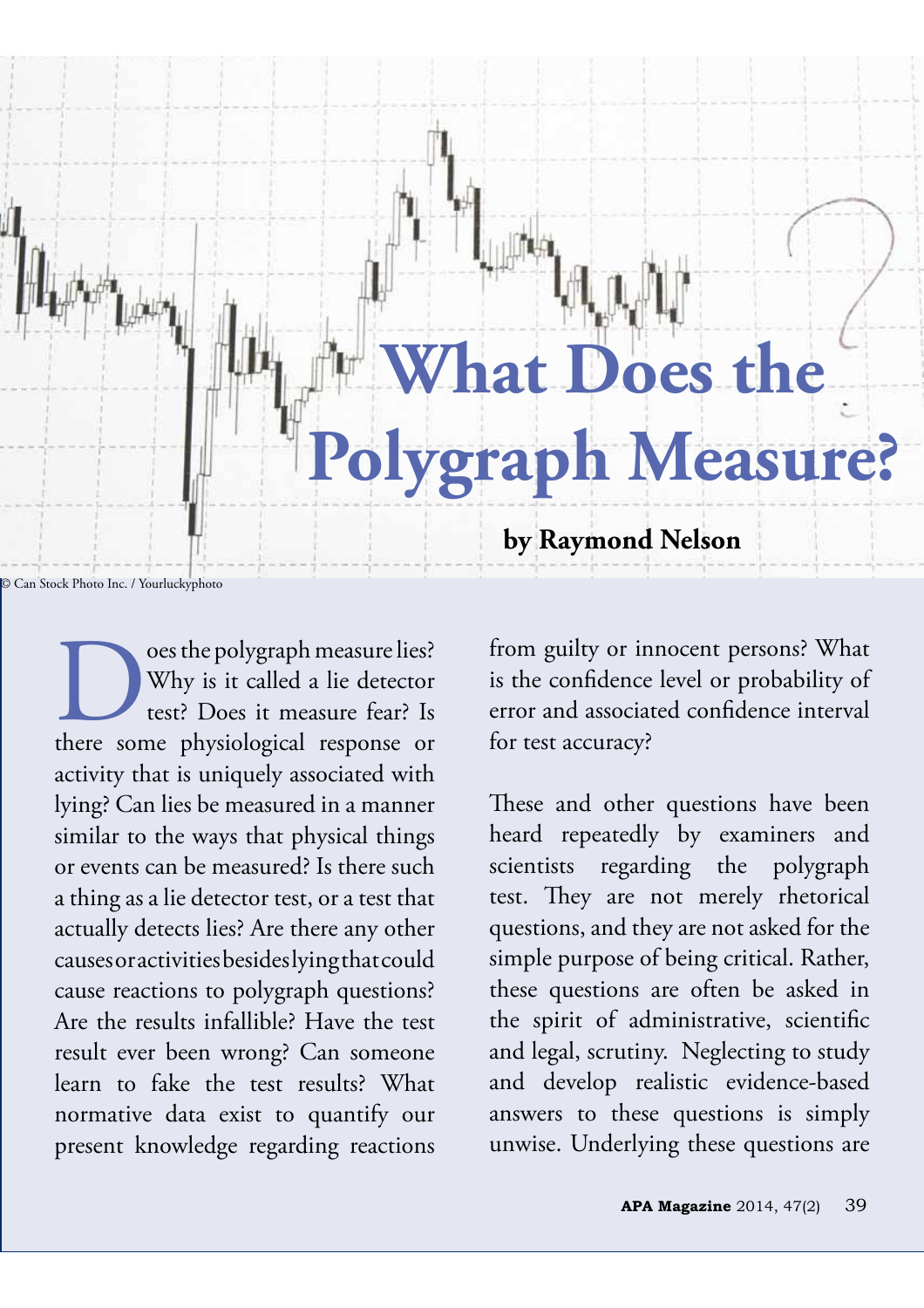# What Does the Polygraph Measure?

**by Raymond Nelson**

© Can Stock Photo Inc. / Yourluckyphoto

Does the polygraph measure lies? Why is it called a lie detector test? Does it measure fear? Is there some physiological response or activity that is uniquely associated with lying? Can lies be measured in a manner similar to the ways that physical things or events can be measured? Is there such a thing as a lie detector test, or a test that actually detects lies? Are there any other causes or activities besides lying that could cause reactions to polygraph questions? Are the results infallible? Have the test result ever been wrong? Can someone learn to fake the test results? What normative data exist to quantify our present knowledge regarding reactions from guilty or innocent persons? What is the confidence level or probability of error and associated confidence interval for test accuracy?

These and other questions have been heard repeatedly by examiners and scientists regarding the polygraph test. They are not merely rhetorical questions, and they are not asked for the simple purpose of being critical. Rather, these questions are often be asked in the spirit of administrative, scientific and legal, scrutiny. Neglecting to study and develop realistic evidence-based answers to these questions is simply unwise. Underlying these questions are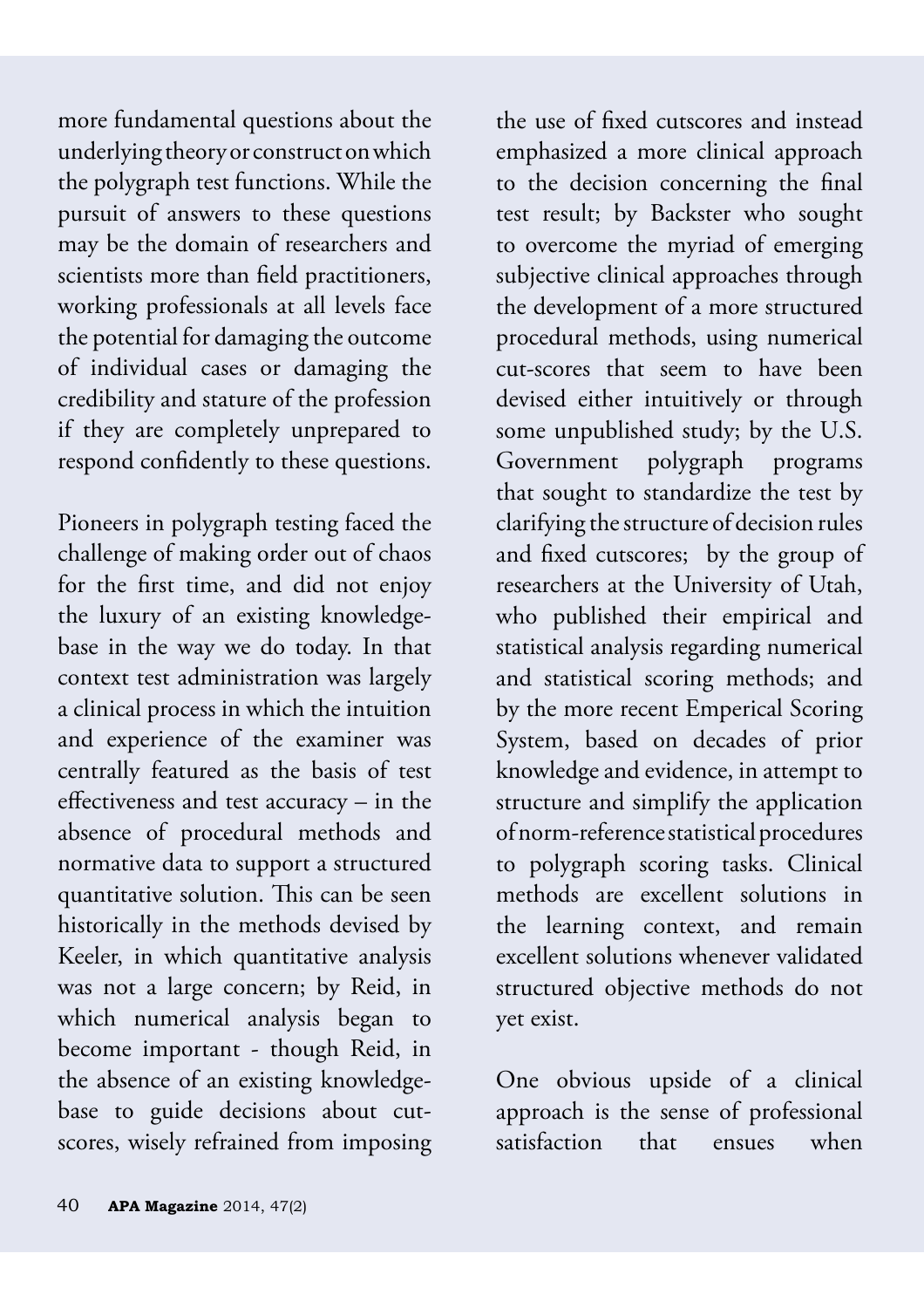more fundamental questions about the underlying theory or construct on which the polygraph test functions. While the pursuit of answers to these questions may be the domain of researchers and scientists more than field practitioners, working professionals at all levels face the potential for damaging the outcome of individual cases or damaging the credibility and stature of the profession if they are completely unprepared to respond confidently to these questions.

Pioneers in polygraph testing faced the challenge of making order out of chaos for the first time, and did not enjoy the luxury of an existing knowledge-base in the way we do today. In that context test administration was largely a clinical process in which the intuition and experience of the examiner was centrally featured as the basis of test effectiveness and test accuracy – in the absence of procedural methods and normative data to support a structured quantitative solution. This can be seen historically in the methods devised by Keeler, in which quantitative analysis was not a large concern; by Reid, in which numerical analysis began to become important - though Reid, in the absence of an existing knowledge-base to guide decisions about cut-scores, wisely refrained from imposing the use of fixed cutscores and instead emphasized a more clinical approach to the decision concerning the final test result; by Backster who sought to overcome the myriad of emerging subjective clinical approaches through the development of a more structured procedural methods, using numerical cut-scores that seem to have been devised either intuitively or through some unpublished study; by the U.S. Government polygraph programs that sought to standardize the test by clarifying the structure of decision rules and fixed cutscores; by the group of researchers at the University of Utah, who published their empirical and statistical analysis regarding numerical and statistical scoring methods; and by the more recent Emperical Scoring System, based on decades of prior knowledge and evidence, in attempt to structure and simplify the application of norm-reference statistical procedures to polygraph scoring tasks. Clinical methods are excellent solutions in the learning context, and remain excellent solutions whenever validated structured objective methods do not yet exist.

One obvious upside of a clinical approach is the sense of professional satisfaction that ensues when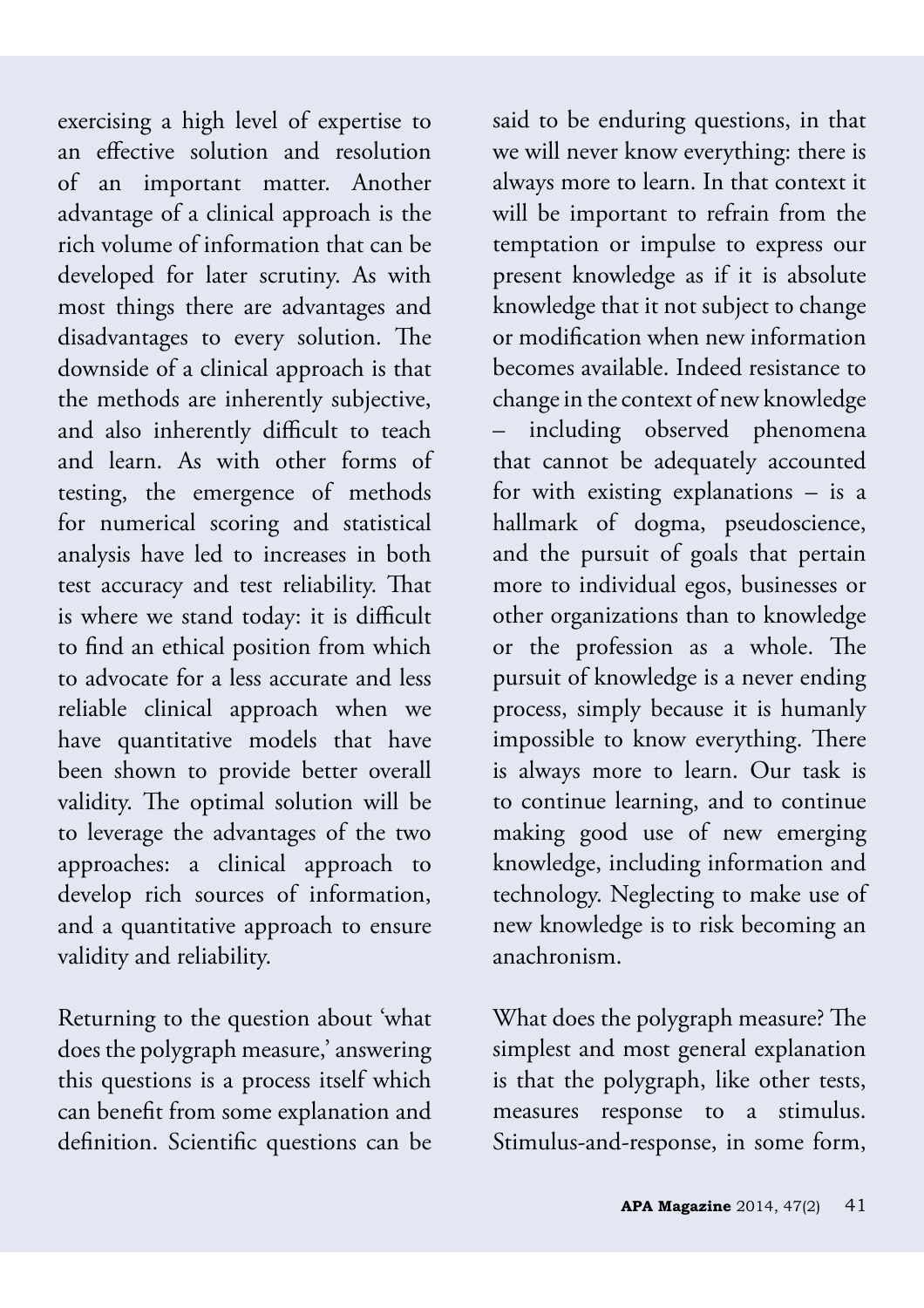exercising a high level of expertise to an effective solution and resolution of an important matter. Another advantage of a clinical approach is the rich volume of information that can be developed for later scrutiny. As with most things there are advantages and disadvantages to every solution. The downside of a clinical approach is that the methods are inherently subjective, and also inherently difficult to teach and learn. As with other forms of testing, the emergence of methods for numerical scoring and statistical analysis have led to increases in both test accuracy and test reliability. That is where we stand today: it is difficult to find an ethical position from which to advocate for a less accurate and less reliable clinical approach when we have quantitative models that have been shown to provide better overall validity. The optimal solution will be to leverage the advantages of the two approaches: a clinical approach to develop rich sources of information, and a quantitative approach to ensure validity and reliability.

Returning to the question about 'what does the polygraph measure,' answering this questions is a process itself which can benefit from some explanation and definition. Scientific questions can be said to be enduring questions, in that we will never know everything: there is always more to learn. In that context it will be important to refrain from the temptation or impulse to express our present knowledge as if it is absolute knowledge that it not subject to change or modification when new information becomes available. Indeed resistance to change in the context of new knowledge – including observed phenomena that cannot be adequately accounted for with existing explanations – is a hallmark of dogma, pseudoscience, and the pursuit of goals that pertain more to individual egos, businesses or other organizations than to knowledge or the profession as a whole. The pursuit of knowledge is a never ending process, simply because it is humanly impossible to know everything. There is always more to learn. Our task is to continue learning, and to continue making good use of new emerging knowledge, including information and technology. Neglecting to make use of new knowledge is to risk becoming an anachronism.

What does the polygraph measure? The simplest and most general explanation is that the polygraph, like other tests, measures response to a stimulus. Stimulus-and-response, in some form,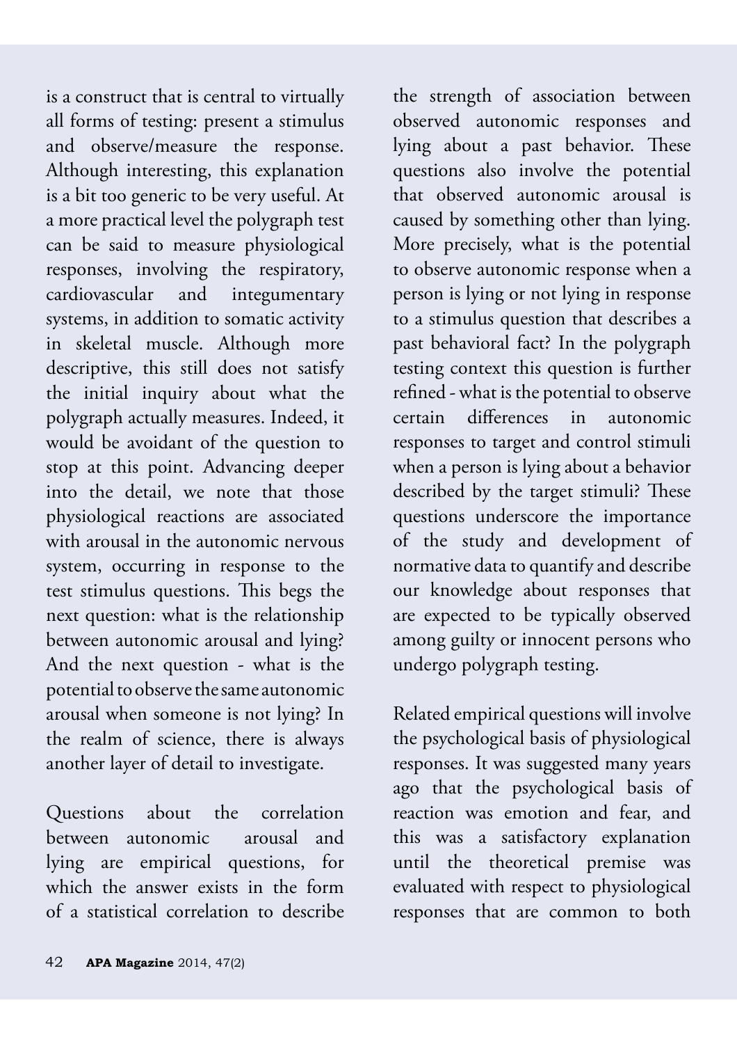is a construct that is central to virtually all forms of testing: present a stimulus and observe/measure the response. Although interesting, this explanation is a bit too generic to be very useful. At a more practical level the polygraph test can be said to measure physiological responses, involving the respiratory, cardiovascular and integumentary systems, in addition to somatic activity in skeletal muscle. Although more descriptive, this still does not satisfy the initial inquiry about what the polygraph actually measures. Indeed, it would be avoidant of the question to stop at this point. Advancing deeper into the detail, we note that those physiological reactions are associated with arousal in the autonomic nervous system, occurring in response to the test stimulus questions. This begs the next question: what is the relationship between autonomic arousal and lying? And the next question - what is the potential to observe the same autonomic arousal when someone is not lying? In the realm of science, there is always another layer of detail to investigate.

Questions about the correlation between autonomic arousal and lying are empirical questions, for which the answer exists in the form of a statistical correlation to describe the strength of association between observed autonomic responses and lying about a past behavior. These questions also involve the potential that observed autonomic arousal is caused by something other than lying. More precisely, what is the potential to observe autonomic response when a person is lying or not lying in response to a stimulus question that describes a past behavioral fact? In the polygraph testing context this question is further refined - what is the potential to observe certain differences in autonomic responses to target and control stimuli when a person is lying about a behavior described by the target stimuli? These questions underscore the importance of the study and development of normative data to quantify and describe our knowledge about responses that are expected to be typically observed among guilty or innocent persons who undergo polygraph testing.

Related empirical questions will involve the psychological basis of physiological responses. It was suggested many years ago that the psychological basis of reaction was emotion and fear, and this was a satisfactory explanation until the theoretical premise was evaluated with respect to physiological responses that are common to both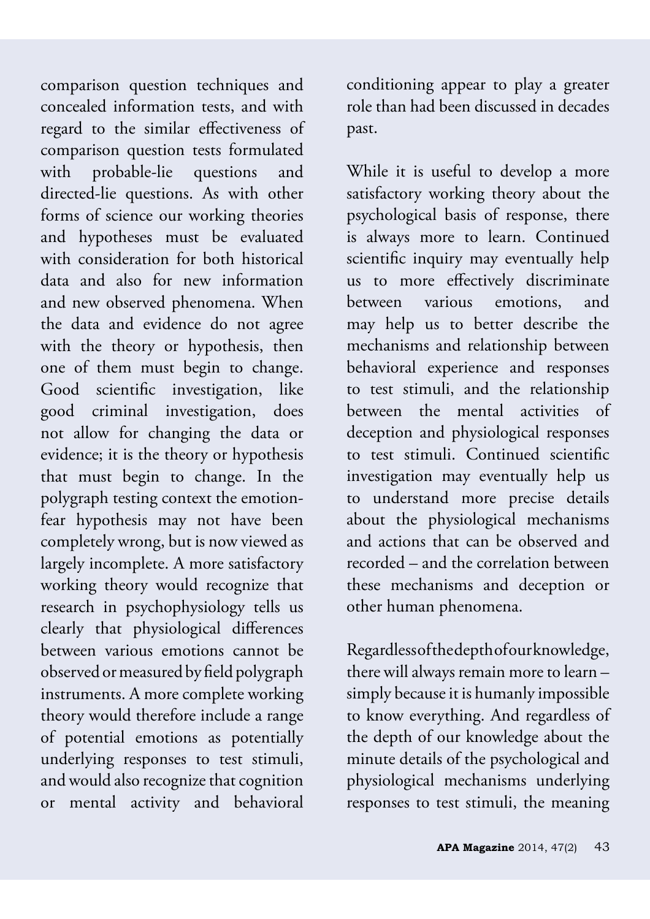comparison question techniques and concealed information tests, and with regard to the similar effectiveness of comparison question tests formulated with probable-lie questions and directed-lie questions. As with other forms of science our working theories and hypotheses must be evaluated with consideration for both historical data and also for new information and new observed phenomena. When the data and evidence do not agree with the theory or hypothesis, then one of them must begin to change. Good scientific investigation, like good criminal investigation, does not allow for changing the data or evidence; it is the theory or hypothesis that must begin to change. In the polygraph testing context the emotion-fear hypothesis may not have been completely wrong, but is now viewed as largely incomplete. A more satisfactory working theory would recognize that research in psychophysiology tells us clearly that physiological differences between various emotions cannot be observed or measured by field polygraph instruments. A more complete working theory would therefore include a range of potential emotions as potentially underlying responses to test stimuli, and would also recognize that cognition or mental activity and behavioral conditioning appear to play a greater role than had been discussed in decades past.

While it is useful to develop a more satisfactory working theory about the psychological basis of response, there is always more to learn. Continued scientific inquiry may eventually help us to more effectively discriminate between various emotions, and may help us to better describe the mechanisms and relationship between behavioral experience and responses to test stimuli, and the relationship between the mental activities of deception and physiological responses to test stimuli. Continued scientific investigation may eventually help us to understand more precise details about the physiological mechanisms and actions that can be observed and recorded – and the correlation between these mechanisms and deception or other human phenomena.

Regardless of the depth of our knowledge, there will always remain more to learn – simply because it is humanly impossible to know everything. And regardless of the depth of our knowledge about the minute details of the psychological and physiological mechanisms underlying responses to test stimuli, the meaning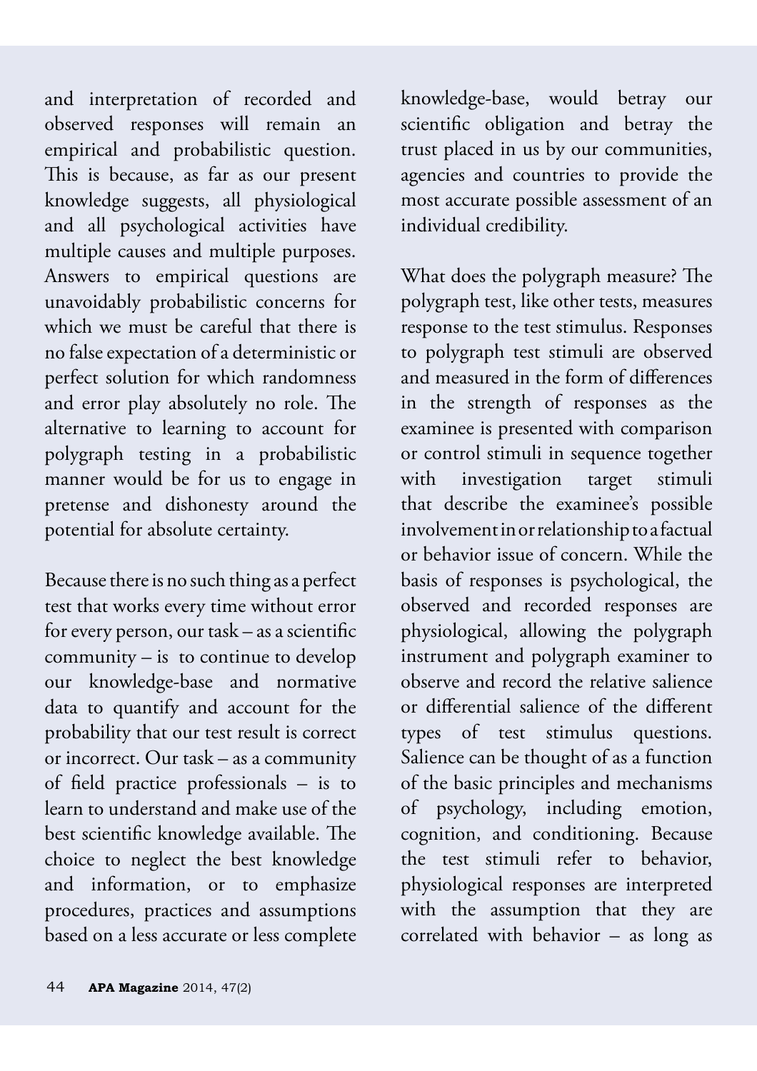and interpretation of recorded and observed responses will remain an empirical and probabilistic question. This is because, as far as our present knowledge suggests, all physiological and all psychological activities have multiple causes and multiple purposes. Answers to empirical questions are unavoidably probabilistic concerns for which we must be careful that there is no false expectation of a deterministic or perfect solution for which randomness and error play absolutely no role. The alternative to learning to account for polygraph testing in a probabilistic manner would be for us to engage in pretense and dishonesty around the potential for absolute certainty.

Because there is no such thing as a perfect test that works every time without error for every person, our task – as a scientific community – is to continue to develop our knowledge-base and normative data to quantify and account for the probability that our test result is correct or incorrect. Our task – as a community of field practice professionals – is to learn to understand and make use of the best scientific knowledge available. The choice to neglect the best knowledge and information, or to emphasize procedures, practices and assumptions based on a less accurate or less complete knowledge-base, would betray our scientific obligation and betray the trust placed in us by our communities, agencies and countries to provide the most accurate possible assessment of an individual credibility.

What does the polygraph measure? The polygraph test, like other tests, measures response to the test stimulus. Responses to polygraph test stimuli are observed and measured in the form of differences in the strength of responses as the examinee is presented with comparison or control stimuli in sequence together with investigation target stimuli that describe the examinee's possible involvement in or relationship to a factual or behavior issue of concern. While the basis of responses is psychological, the observed and recorded responses are physiological, allowing the polygraph instrument and polygraph examiner to observe and record the relative salience or differential salience of the different types of test stimulus questions. Salience can be thought of as a function of the basic principles and mechanisms of psychology, including emotion, cognition, and conditioning. Because the test stimuli refer to behavior, physiological responses are interpreted with the assumption that they are correlated with behavior – as long as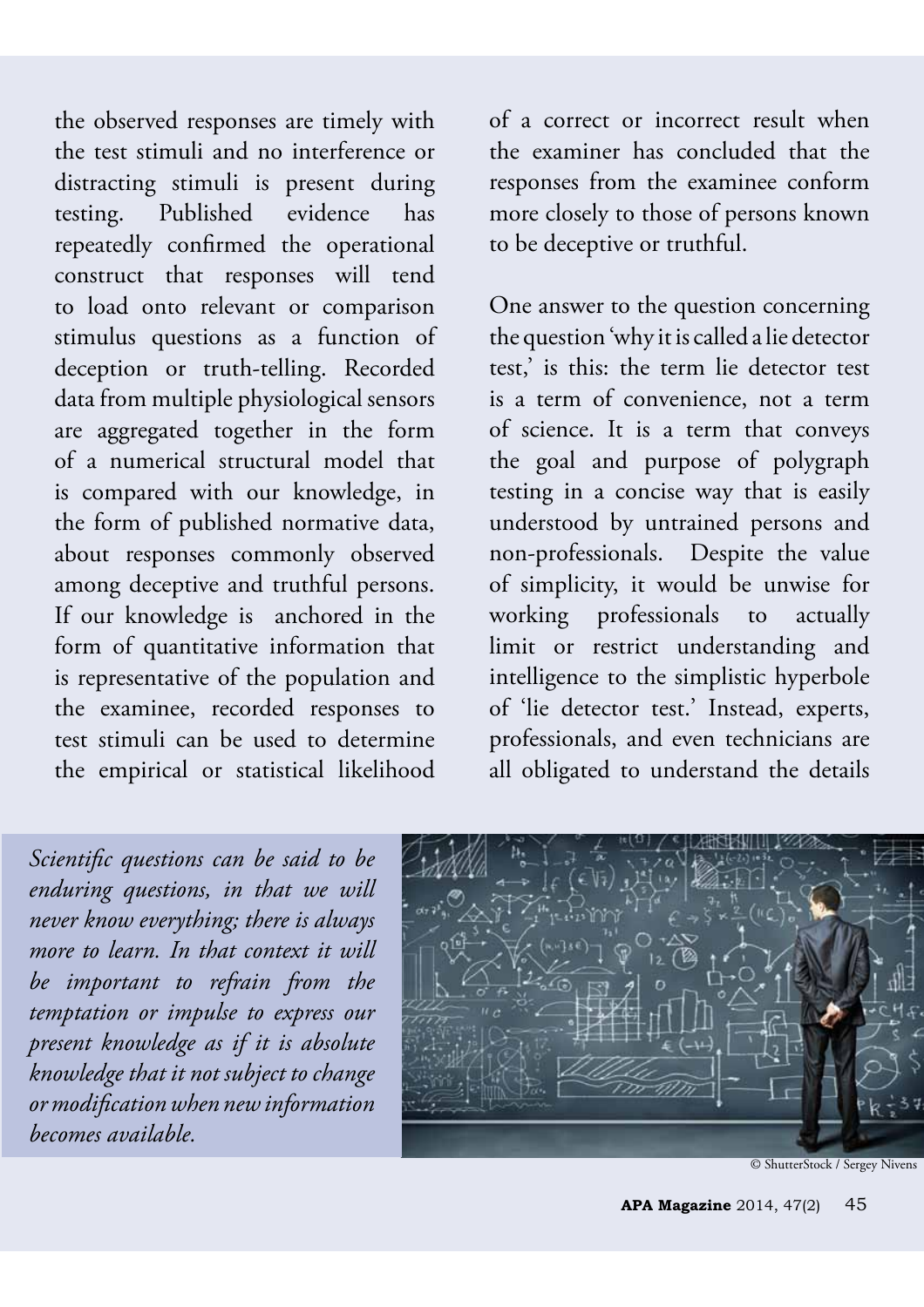the observed responses are timely with the test stimuli and no interference or distracting stimuli is present during testing. Published evidence has repeatedly confirmed the operational construct that responses will tend to load onto relevant or comparison stimulus questions as a function of deception or truth-telling. Recorded data from multiple physiological sensors are aggregated together in the form of a numerical structural model that is compared with our knowledge, in the form of published normative data, about responses commonly observed among deceptive and truthful persons. If our knowledge is anchored in the form of quantitative information that is representative of the population and the examinee, recorded responses to test stimuli can be used to determine the empirical or statistical likelihood of a correct or incorrect result when the examiner has concluded that the responses from the examinee conform more closely to those of persons known to be deceptive or truthful.

One answer to the question concerning the question 'why it is called a lie detector test,' is this: the term lie detector test is a term of convenience, not a term of science. It is a term that conveys the goal and purpose of polygraph testing in a concise way that is easily understood by untrained persons and non-professionals. Despite the value of simplicity, it would be unwise for working professionals to actually limit or restrict understanding and intelligence to the simplistic hyperbole of 'lie detector test.' Instead, experts, professionals, and even technicians are all obligated to understand the details

*Scientific questions can be said to be enduring questions, in that we will never know everything; there is always more to learn. In that context it will be important to refrain from the temptation or impulse to express our present knowledge as if it is absolute knowledge that it not subject to change or modification when new information becomes available.*

© ShutterStock / Sergey Nivens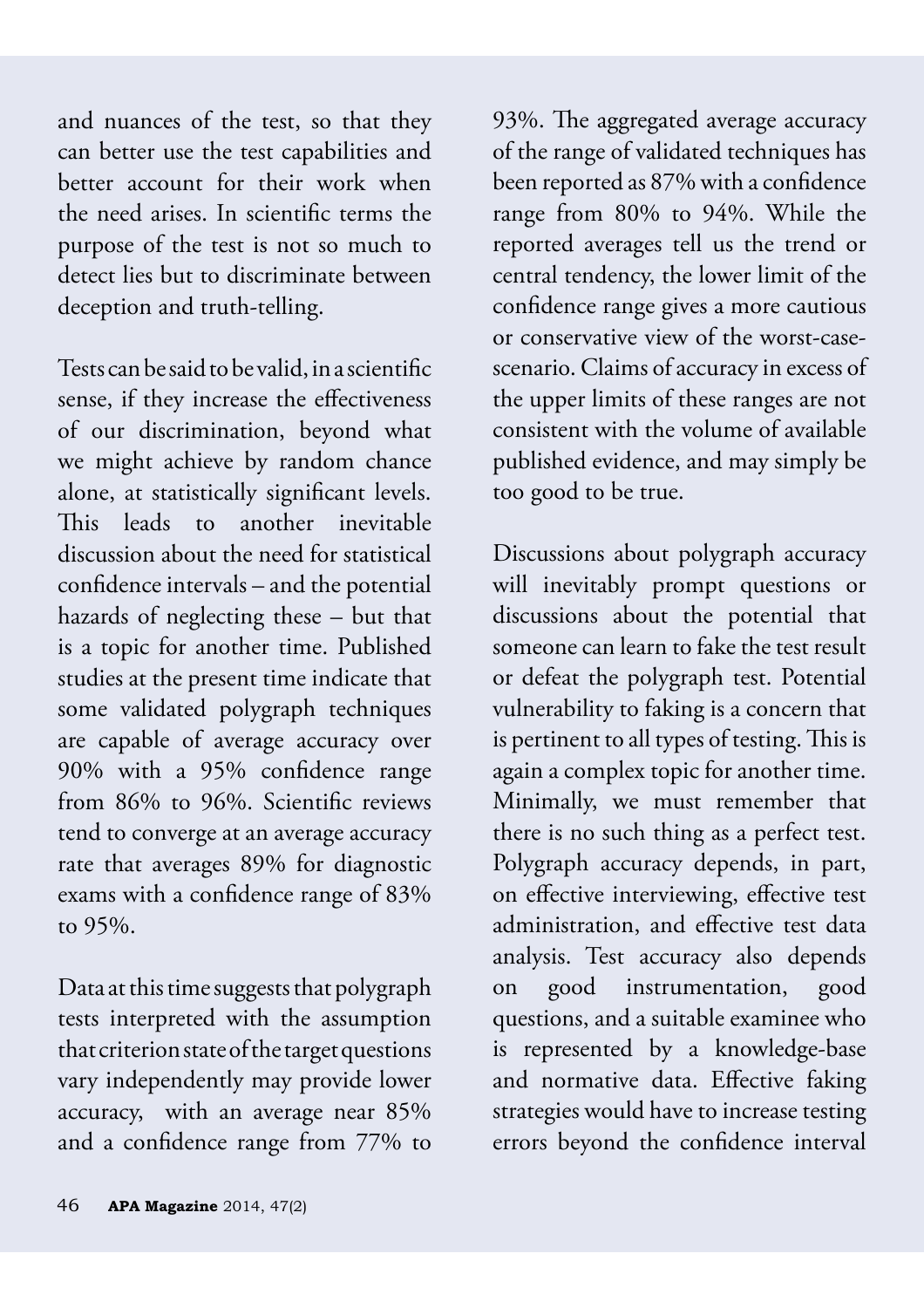and nuances of the test, so that they can better use the test capabilities and better account for their work when the need arises. In scientific terms the purpose of the test is not so much to detect lies but to discriminate between deception and truth-telling.

Tests can be said to be valid, in a scientific sense, if they increase the effectiveness of our discrimination, beyond what we might achieve by random chance alone, at statistically significant levels. This leads to another inevitable discussion about the need for statistical confidence intervals – and the potential hazards of neglecting these – but that is a topic for another time. Published studies at the present time indicate that some validated polygraph techniques are capable of average accuracy over 90% with a 95% confidence range from 86% to 96%. Scientific reviews tend to converge at an average accuracy rate that averages 89% for diagnostic exams with a confidence range of 83% to 95%.

Data at this time suggests that polygraph tests interpreted with the assumption that criterion state of the target questions vary independently may provide lower accuracy, with an average near 85% and a confidence range from 77% to 93%. The aggregated average accuracy of the range of validated techniques has been reported as 87% with a confidence range from 80% to 94%. While the reported averages tell us the trend or central tendency, the lower limit of the confidence range gives a more cautious or conservative view of the worst-case-scenario. Claims of accuracy in excess of the upper limits of these ranges are not consistent with the volume of available published evidence, and may simply be too good to be true.

Discussions about polygraph accuracy will inevitably prompt questions or discussions about the potential that someone can learn to fake the test result or defeat the polygraph test. Potential vulnerability to faking is a concern that is pertinent to all types of testing. This is again a complex topic for another time. Minimally, we must remember that there is no such thing as a perfect test. Polygraph accuracy depends, in part, on effective interviewing, effective test administration, and effective test data analysis. Test accuracy also depends on good instrumentation, good questions, and a suitable examinee who is represented by a knowledge-base and normative data. Effective faking strategies would have to increase testing errors beyond the confidence interval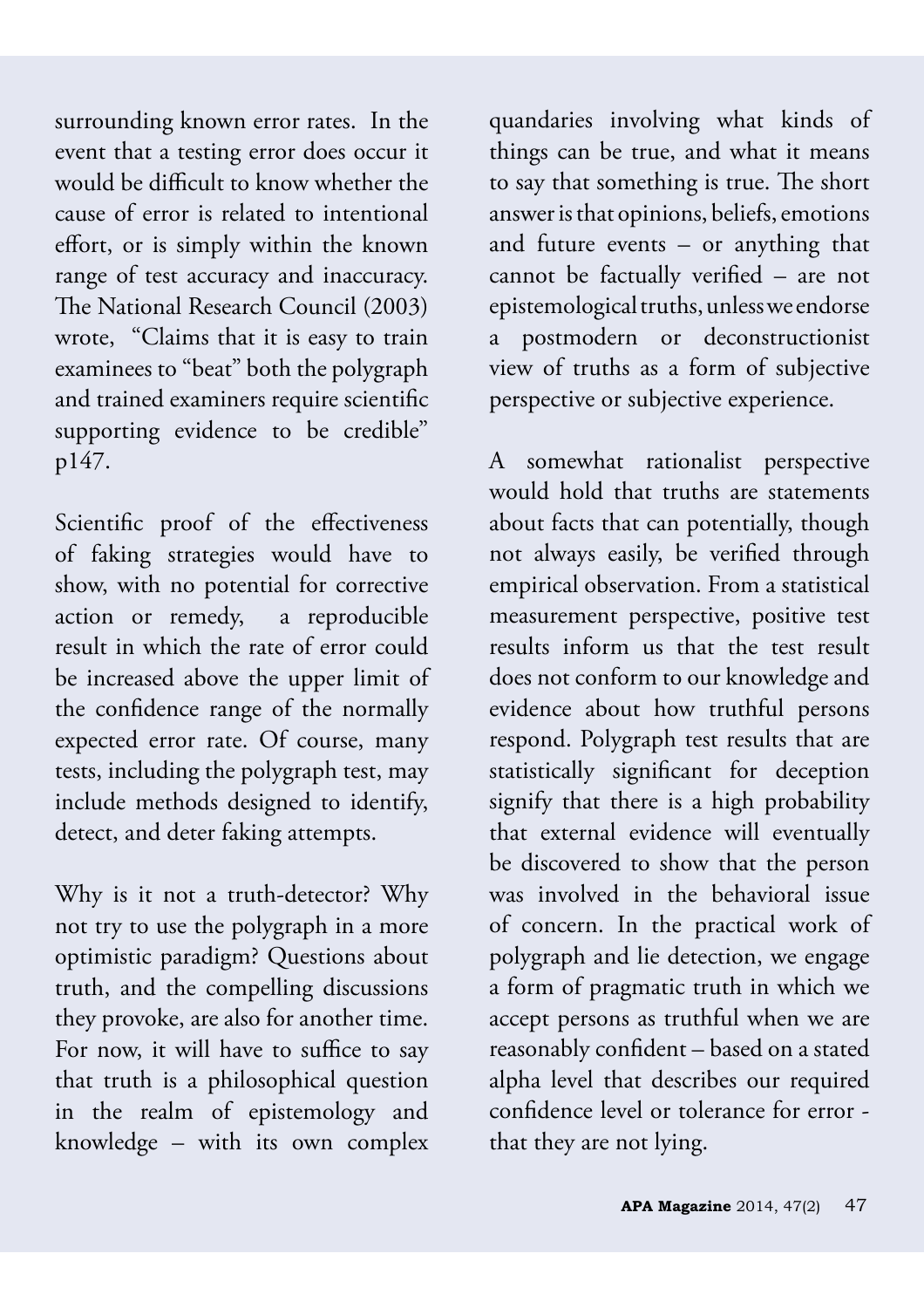surrounding known error rates. In the event that a testing error does occur it would be difficult to know whether the cause of error is related to intentional effort, or is simply within the known range of test accuracy and inaccuracy. The National Research Council (2003) wrote, "Claims that it is easy to train examinees to "beat" both the polygraph and trained examiners require scientific supporting evidence to be credible" p147.

Scientific proof of the effectiveness of faking strategies would have to show, with no potential for corrective action or remedy, a reproducible result in which the rate of error could be increased above the upper limit of the confidence range of the normally expected error rate. Of course, many tests, including the polygraph test, may include methods designed to identify, detect, and deter faking attempts.

Why is it not a truth-detector? Why not try to use the polygraph in a more optimistic paradigm? Questions about truth, and the compelling discussions they provoke, are also for another time. For now, it will have to suffice to say that truth is a philosophical question in the realm of epistemology and knowledge – with its own complex quandaries involving what kinds of things can be true, and what it means to say that something is true. The short answer is that opinions, beliefs, emotions and future events – or anything that cannot be factually verified – are not epistemological truths, unless we endorse a postmodern or deconstructionist view of truths as a form of subjective perspective or subjective experience.

A somewhat rationalist perspective would hold that truths are statements about facts that can potentially, though not always easily, be verified through empirical observation. From a statistical measurement perspective, positive test results inform us that the test result does not conform to our knowledge and evidence about how truthful persons respond. Polygraph test results that are statistically significant for deception signify that there is a high probability that external evidence will eventually be discovered to show that the person was involved in the behavioral issue of concern. In the practical work of polygraph and lie detection, we engage a form of pragmatic truth in which we accept persons as truthful when we are reasonably confident – based on a stated alpha level that describes our required confidence level or tolerance for error - that they are not lying.